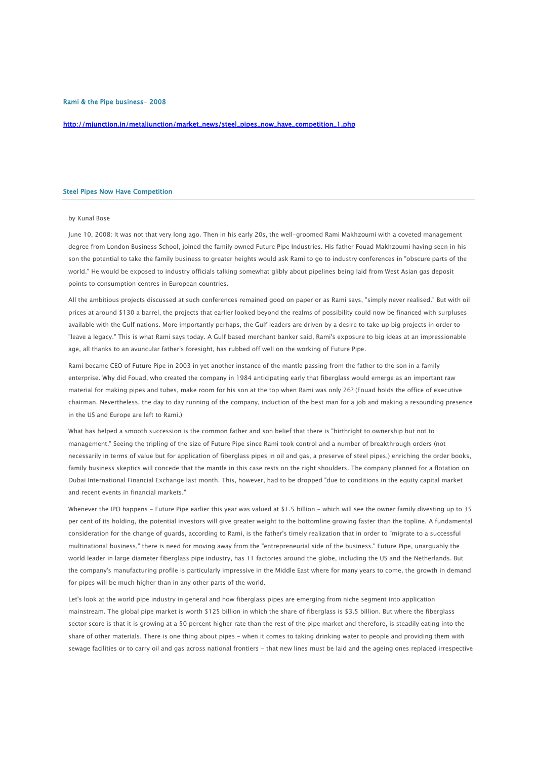## Rami & the Pipe business- 2008

http://mjunction.in/metaljunction/market_news/steel_pipes_now_have_competition_1.php

### Steel Pipes Now Have Competition

by Kunal Bose

June 10, 2008: It was not that very long ago. Then in his early 20s, the well-groomed Rami Makhzoumi with a coveted management degree from London Business School, joined the family owned Future Pipe Industries. His father Fouad Makhzoumi having seen in his son the potential to take the family business to greater heights would ask Rami to go to industry conferences in "obscure parts of the world." He would be exposed to industry officials talking somewhat glibly about pipelines being laid from West Asian gas deposit points to consumption centres in European countries.

All the ambitious projects discussed at such conferences remained good on paper or as Rami says, "simply never realised." But with oil prices at around $130 a barrel, the projects that earlier looked beyond the realms of possibility could now be financed with surpluses available with the Gulf nations. More importantly perhaps, the Gulf leaders are driven by a desire to take up big projects in order to "leave a legacy." This is what Rami says today. A Gulf based merchant banker said, Rami's exposure to big ideas at an impressionable age, all thanks to an avuncular father's foresight, has rubbed off well on the working of Future Pipe.

Rami became CEO of Future Pipe in 2003 in yet another instance of the mantle passing from the father to the son in a family enterprise. Why did Fouad, who created the company in 1984 anticipating early that fiberglass would emerge as an important raw material for making pipes and tubes, make room for his son at the top when Rami was only 26? (Fouad holds the office of executive chairman. Nevertheless, the day to day running of the company, induction of the best man for a job and making a resounding presence in the US and Europe are left to Rami.)

What has helped a smooth succession is the common father and son belief that there is "birthright to ownership but not to management." Seeing the tripling of the size of Future Pipe since Rami took control and a number of breakthrough orders (not necessarily in terms of value but for application of fiberglass pipes in oil and gas, a preserve of steel pipes,) enriching the order books, family business skeptics will concede that the mantle in this case rests on the right shoulders. The company planned for a flotation on Dubai International Financial Exchange last month. This, however, had to be dropped "due to conditions in the equity capital market and recent events in financial markets."

Whenever the IPO happens - Future Pipe earlier this year was valued at $1.5 billion - which will see the owner family divesting up to 35 per cent of its holding, the potential investors will give greater weight to the bottomline growing faster than the topline. A fundamental consideration for the change of guards, according to Rami, is the father's timely realization that in order to "migrate to a successful multinational business," there is need for moving away from the "entrepreneurial side of the business." Future Pipe, unarguably the world leader in large diameter fiberglass pipe industry, has 11 factories around the globe, including the US and the Netherlands. But the company's manufacturing profile is particularly impressive in the Middle East where for many years to come, the growth in demand for pipes will be much higher than in any other parts of the world.

Let's look at the world pipe industry in general and how fiberglass pipes are emerging from niche segment into application mainstream. The global pipe market is worth $125 billion in which the share of fiberglass is $3.5 billion. But where the fiberglass sector score is that it is growing at a 50 percent higher rate than the rest of the pipe market and therefore, is steadily eating into the share of other materials. There is one thing about pipes - when it comes to taking drinking water to people and providing them with sewage facilities or to carry oil and gas across national frontiers - that new lines must be laid and the ageing ones replaced irrespective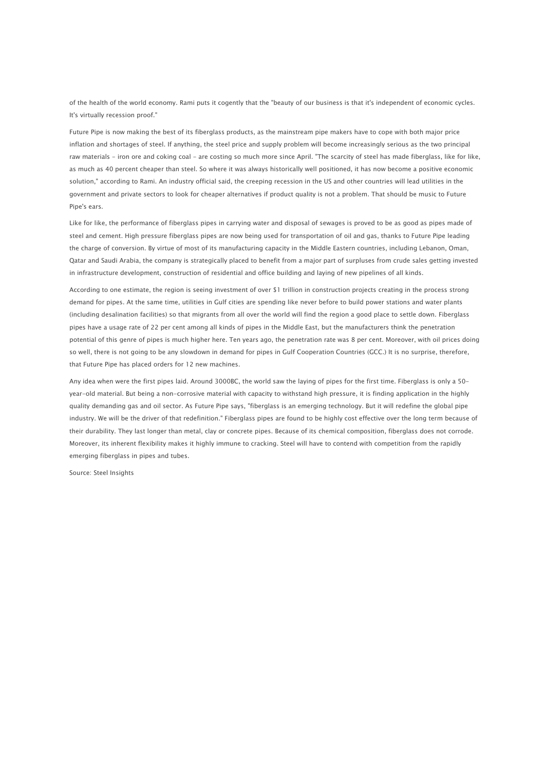of the health of the world economy. Rami puts it cogently that the "beauty of our business is that it's independent of economic cycles. It's virtually recession proof."

Future Pipe is now making the best of its fiberglass products, as the mainstream pipe makers have to cope with both major price inflation and shortages of steel. If anything, the steel price and supply problem will become increasingly serious as the two principal raw materials - iron ore and coking coal - are costing so much more since April. "The scarcity of steel has made fiberglass, like for like, as much as 40 percent cheaper than steel. So where it was always historically well positioned, it has now become a positive economic solution," according to Rami. An industry official said, the creeping recession in the US and other countries will lead utilities in the government and private sectors to look for cheaper alternatives if product quality is not a problem. That should be music to Future Pipe's ears.

Like for like, the performance of fiberglass pipes in carrying water and disposal of sewages is proved to be as good as pipes made of steel and cement. High pressure fiberglass pipes are now being used for transportation of oil and gas, thanks to Future Pipe leading the charge of conversion. By virtue of most of its manufacturing capacity in the Middle Eastern countries, including Lebanon, Oman, Qatar and Saudi Arabia, the company is strategically placed to benefit from a major part of surpluses from crude sales getting invested in infrastructure development, construction of residential and office building and laying of new pipelines of all kinds.

According to one estimate, the region is seeing investment of over $1 trillion in construction projects creating in the process strong demand for pipes. At the same time, utilities in Gulf cities are spending like never before to build power stations and water plants (including desalination facilities) so that migrants from all over the world will find the region a good place to settle down. Fiberglass pipes have a usage rate of 22 per cent among all kinds of pipes in the Middle East, but the manufacturers think the penetration potential of this genre of pipes is much higher here. Ten years ago, the penetration rate was 8 per cent. Moreover, with oil prices doing so well, there is not going to be any slowdown in demand for pipes in Gulf Cooperation Countries (GCC.) It is no surprise, therefore, that Future Pipe has placed orders for 12 new machines.

Any idea when were the first pipes laid. Around 3000BC, the world saw the laying of pipes for the first time. Fiberglass is only a 50-year-old material. But being a non-corrosive material with capacity to withstand high pressure, it is finding application in the highly quality demanding gas and oil sector. As Future Pipe says, "fiberglass is an emerging technology. But it will redefine the global pipe industry. We will be the driver of that redefinition." Fiberglass pipes are found to be highly cost effective over the long term because of their durability. They last longer than metal, clay or concrete pipes. Because of its chemical composition, fiberglass does not corrode. Moreover, its inherent flexibility makes it highly immune to cracking. Steel will have to contend with competition from the rapidly emerging fiberglass in pipes and tubes.

Source: Steel Insights